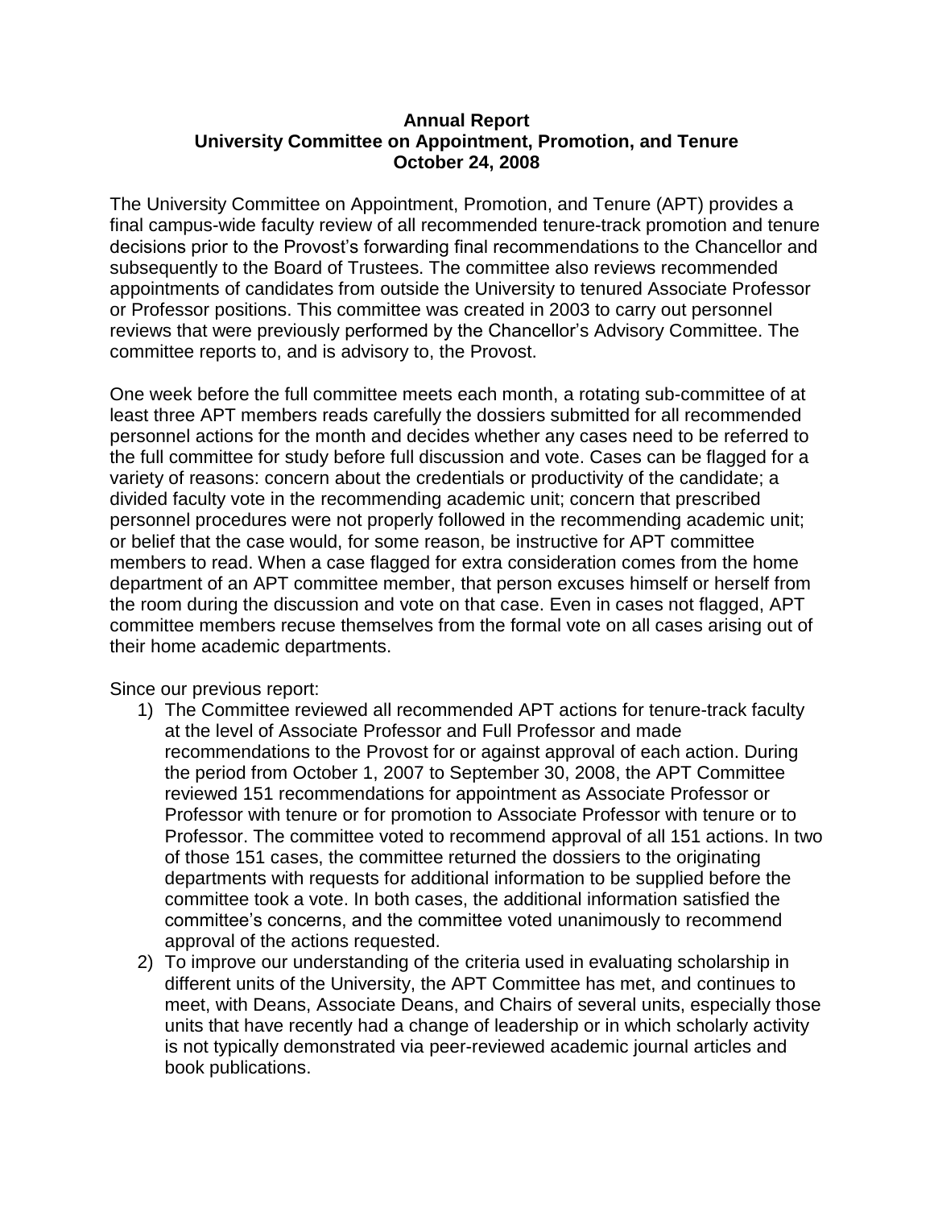# Annual Report
## University Committee on Appointment, Promotion, and Tenure
### October 24, 2008

The University Committee on Appointment, Promotion, and Tenure (APT) provides a final campus-wide faculty review of all recommended tenure-track promotion and tenure decisions prior to the Provost's forwarding final recommendations to the Chancellor and subsequently to the Board of Trustees. The committee also reviews recommended appointments of candidates from outside the University to tenured Associate Professor or Professor positions. This committee was created in 2003 to carry out personnel reviews that were previously performed by the Chancellor's Advisory Committee. The committee reports to, and is advisory to, the Provost.

One week before the full committee meets each month, a rotating sub-committee of at least three APT members reads carefully the dossiers submitted for all recommended personnel actions for the month and decides whether any cases need to be referred to the full committee for study before full discussion and vote. Cases can be flagged for a variety of reasons: concern about the credentials or productivity of the candidate; a divided faculty vote in the recommending academic unit; concern that prescribed personnel procedures were not properly followed in the recommending academic unit; or belief that the case would, for some reason, be instructive for APT committee members to read. When a case flagged for extra consideration comes from the home department of an APT committee member, that person excuses himself or herself from the room during the discussion and vote on that case. Even in cases not flagged, APT committee members recuse themselves from the formal vote on all cases arising out of their home academic departments.

Since our previous report:

1) The Committee reviewed all recommended APT actions for tenure-track faculty at the level of Associate Professor and Full Professor and made recommendations to the Provost for or against approval of each action. During the period from October 1, 2007 to September 30, 2008, the APT Committee reviewed 151 recommendations for appointment as Associate Professor or Professor with tenure or for promotion to Associate Professor with tenure or to Professor. The committee voted to recommend approval of all 151 actions. In two of those 151 cases, the committee returned the dossiers to the originating departments with requests for additional information to be supplied before the committee took a vote. In both cases, the additional information satisfied the committee's concerns, and the committee voted unanimously to recommend approval of the actions requested.
2) To improve our understanding of the criteria used in evaluating scholarship in different units of the University, the APT Committee has met, and continues to meet, with Deans, Associate Deans, and Chairs of several units, especially those units that have recently had a change of leadership or in which scholarly activity is not typically demonstrated via peer-reviewed academic journal articles and book publications.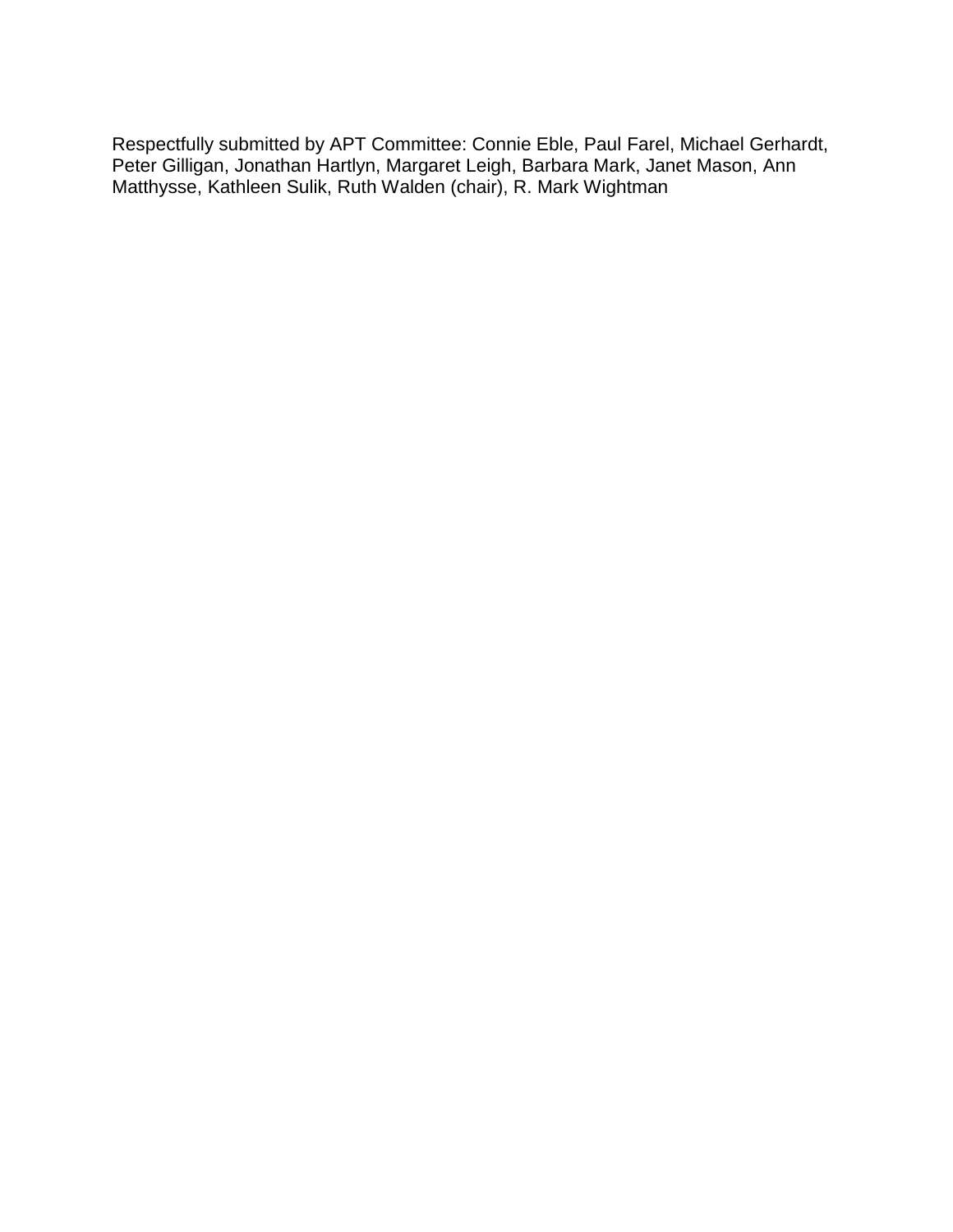Respectfully submitted by APT Committee: Connie Eble, Paul Farel, Michael Gerhardt, Peter Gilligan, Jonathan Hartlyn, Margaret Leigh, Barbara Mark, Janet Mason, Ann Matthysse, Kathleen Sulik, Ruth Walden (chair), R. Mark Wightman